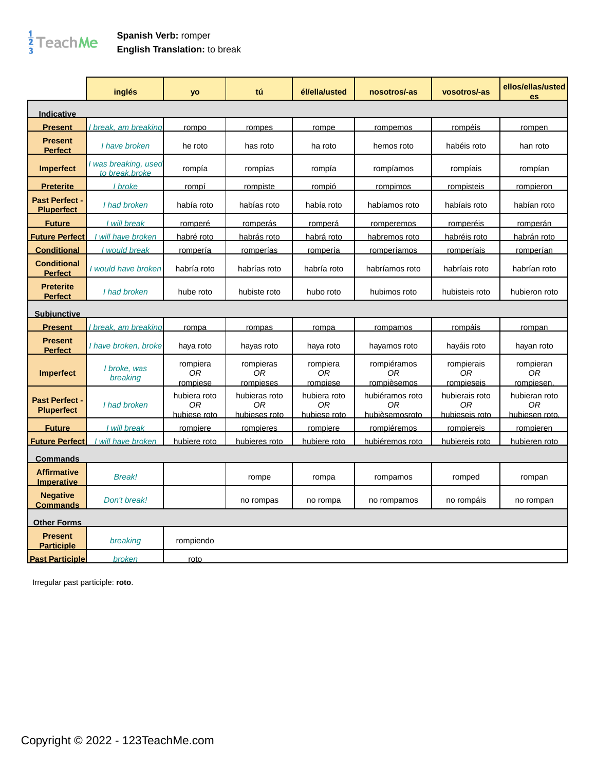**Spanish Verb:** romper
**English Translation:** to break

| | inglés | yo | tú | él/ella/usted | nosotros/-as | vosotros/-as | ellos/ellas/ustedes |
|---|---|---|---|---|---|---|---|
| **Indicative** | | | | | | | |
| **Present** | *I break, am breaking* | rompo | rompes | rompe | rompemos | rompéis | rompen |
| **Present Perfect** | *I have broken* | he roto | has roto | ha roto | hemos roto | habéis roto | han roto |
| **Imperfect** | *I was breaking, used to break,broke* | rompía | rompías | rompía | rompíamos | rompíais | rompían |
| **Preterite** | *I broke* | rompí | rompiste | rompió | rompimos | rompisteis | rompieron |
| **Past Perfect - Pluperfect** | *I had broken* | había roto | habías roto | había roto | habíamos roto | habíais roto | habían roto |
| **Future** | *I will break* | romperé | romperás | romperá | romperemos | romperéis | romperán |
| **Future Perfect** | *I will have broken* | habré roto | habrás roto | habrá roto | habremos roto | habréis roto | habrán roto |
| **Conditional** | *I would break* | rompería | romperías | rompería | romperíamos | romperíais | romperían |
| **Conditional Perfect** | *I would have broken* | habría roto | habrías roto | habría roto | habríamos roto | habríais roto | habrían roto |
| **Preterite Perfect** | *I had broken* | hube roto | hubiste roto | hubo roto | hubimos roto | hubisteis roto | hubieron roto |
| **Subjunctive** | | | | | | | |
| **Present** | *I break, am breaking* | rompa | rompas | rompa | rompamos | rompáis | rompan |
| **Present Perfect** | *I have broken, broke* | haya roto | hayas roto | haya roto | hayamos roto | hayáis roto | hayan roto |
| **Imperfect** | *I broke, was breaking* | rompiera *OR* rompiese | rompieras *OR* rompieses | rompiera *OR* rompiese | rompiéramos *OR* rompièsemos | rompierais *OR* rompieseis | rompieran *OR* rompiesen. |
| **Past Perfect - Pluperfect** | *I had broken* | hubiera roto *OR* hubiese roto | hubieras roto *OR* hubieses roto | hubiera roto *OR* hubiese roto | hubiéramos roto *OR* hubièsemosroto | hubierais roto *OR* hubieseis roto | hubieran roto *OR* hubiesen roto. |
| **Future** | *I will break* | rompiere | rompieres | rompiere | rompiéremos | rompiereis | rompieren |
| **Future Perfect** | *I will have broken* | hubiere roto | hubieres roto | hubiere roto | hubiéremos roto | hubiereis roto | hubieren roto |
| **Commands** | | | | | | | |
| **Affirmative Imperative** | *Break!* | | rompe | rompa | rompamos | romped | rompan |
| **Negative Commands** | *Don't break!* | | no rompas | no rompa | no rompamos | no rompáis | no rompan |
| **Other Forms** | | | | | | | |
| **Present Participle** | *breaking* | rompiendo | | | | | |
| **Past Participle** | *broken* | roto | | | | | |

Irregular past participle: **roto**.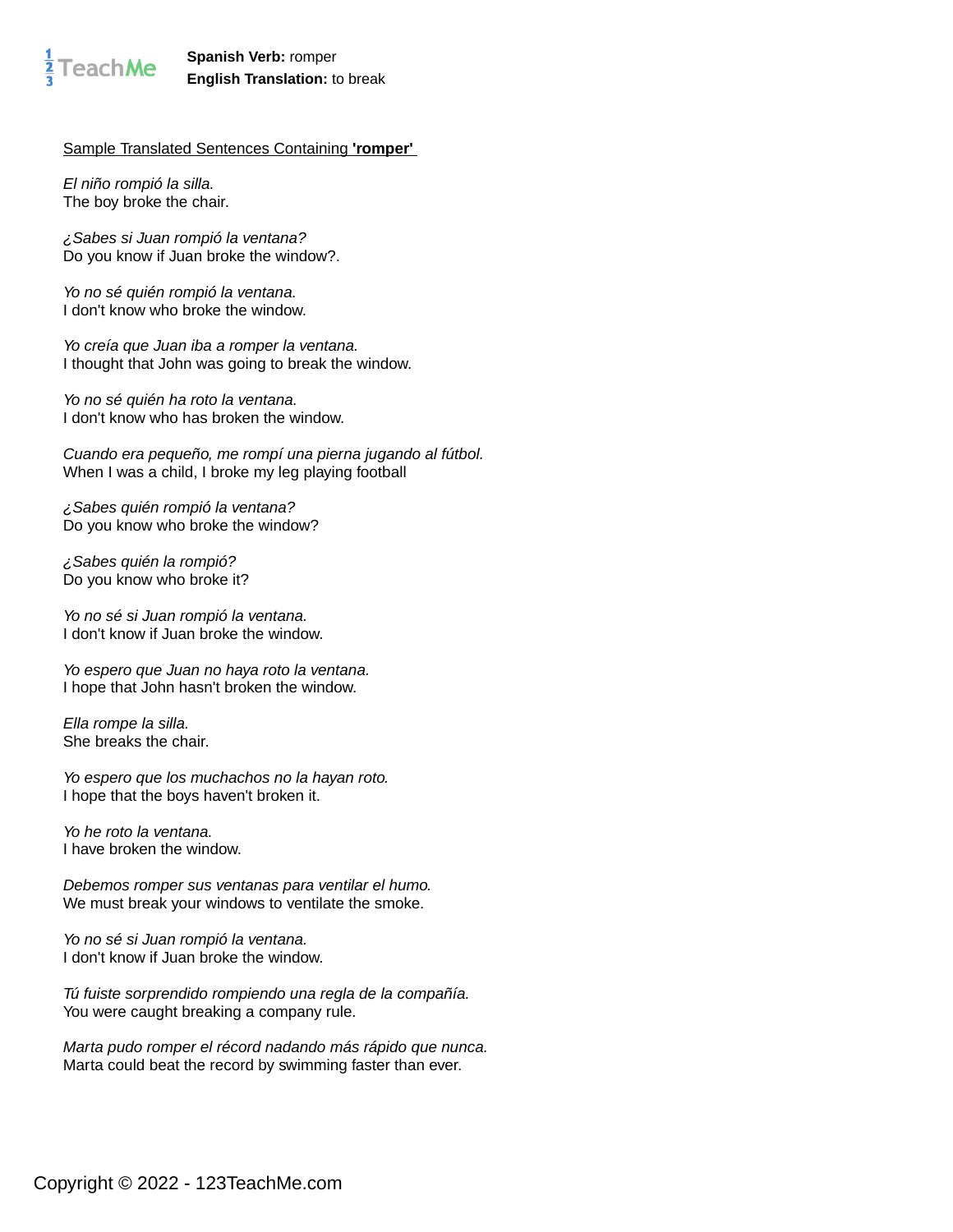**Spanish Verb:** romper
**English Translation:** to break

Sample Translated Sentences Containing **'romper'**

*El niño rompió la silla.*
The boy broke the chair.

*¿Sabes si Juan rompió la ventana?*
Do you know if Juan broke the window?.

*Yo no sé quién rompió la ventana.*
I don't know who broke the window.

*Yo creía que Juan iba a romper la ventana.*
I thought that John was going to break the window.

*Yo no sé quién ha roto la ventana.*
I don't know who has broken the window.

*Cuando era pequeño, me rompí una pierna jugando al fútbol.*
When I was a child, I broke my leg playing football

*¿Sabes quién rompió la ventana?*
Do you know who broke the window?

*¿Sabes quién la rompió?*
Do you know who broke it?

*Yo no sé si Juan rompió la ventana.*
I don't know if Juan broke the window.

*Yo espero que Juan no haya roto la ventana.*
I hope that John hasn't broken the window.

*Ella rompe la silla.*
She breaks the chair.

*Yo espero que los muchachos no la hayan roto.*
I hope that the boys haven't broken it.

*Yo he roto la ventana.*
I have broken the window.

*Debemos romper sus ventanas para ventilar el humo.*
We must break your windows to ventilate the smoke.

*Yo no sé si Juan rompió la ventana.*
I don't know if Juan broke the window.

*Tú fuiste sorprendido rompiendo una regla de la compañía.*
You were caught breaking a company rule.

*Marta pudo romper el récord nadando más rápido que nunca.*
Marta could beat the record by swimming faster than ever.

Copyright © 2022 - 123TeachMe.com